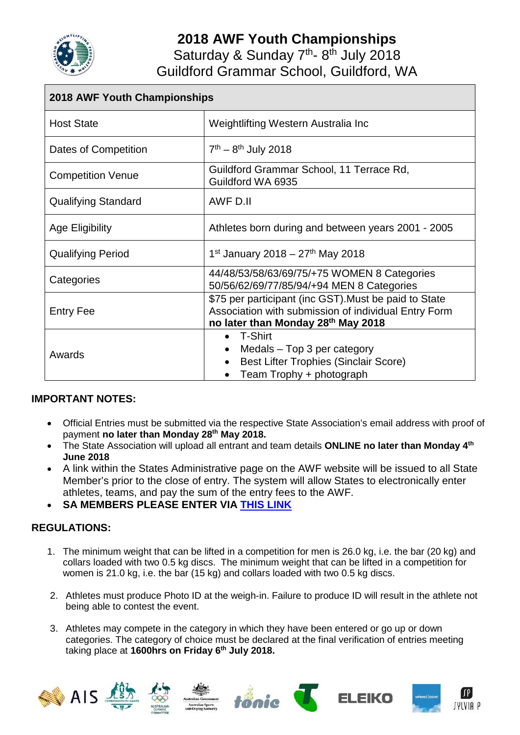# 2018 AWF Youth Championships

Saturday & Sunday 7th- 8th July 2018
Guildford Grammar School, Guildford, WA

| 2018 AWF Youth Championships | |
|---|---|
| Host State | Weightlifting Western Australia Inc |
| Dates of Competition | 7th – 8th July 2018 |
| Competition Venue | Guildford Grammar School, 11 Terrace Rd, Guildford WA 6935 |
| Qualifying Standard | AWF D.II |
| Age Eligibility | Athletes born during and between years 2001 - 2005 |
| Qualifying Period | 1st January 2018 – 27th May 2018 |
| Categories | 44/48/53/58/63/69/75/+75 WOMEN 8 Categories<br>50/56/62/69/77/85/94/+94 MEN 8 Categories |
| Entry Fee | $75 per participant (inc GST).Must be paid to State Association with submission of individual Entry Form **no later than Monday 28th May 2018** |
| Awards | • T-Shirt<br>• Medals – Top 3 per category<br>• Best Lifter Trophies (Sinclair Score)<br>• Team Trophy + photograph |

## IMPORTANT NOTES:

- Official Entries must be submitted via the respective State Association's email address with proof of payment **no later than Monday 28th May 2018.**
- The State Association will upload all entrant and team details **ONLINE no later than Monday 4th June 2018**
- A link within the States Administrative page on the AWF website will be issued to all State Member's prior to the close of entry. The system will allow States to electronically enter athletes, teams, and pay the sum of the entry fees to the AWF.
- **SA MEMBERS PLEASE ENTER VIA THIS LINK**

## REGULATIONS:

1. The minimum weight that can be lifted in a competition for men is 26.0 kg, i.e. the bar (20 kg) and collars loaded with two 0.5 kg discs. The minimum weight that can be lifted in a competition for women is 21.0 kg, i.e. the bar (15 kg) and collars loaded with two 0.5 kg discs.

2. Athletes must produce Photo ID at the weigh-in. Failure to produce ID will result in the athlete not being able to contest the event.

3. Athletes may compete in the category in which they have been entered or go up or down categories. The category of choice must be declared at the final verification of entries meeting taking place at **1600hrs on Friday 6th July 2018.**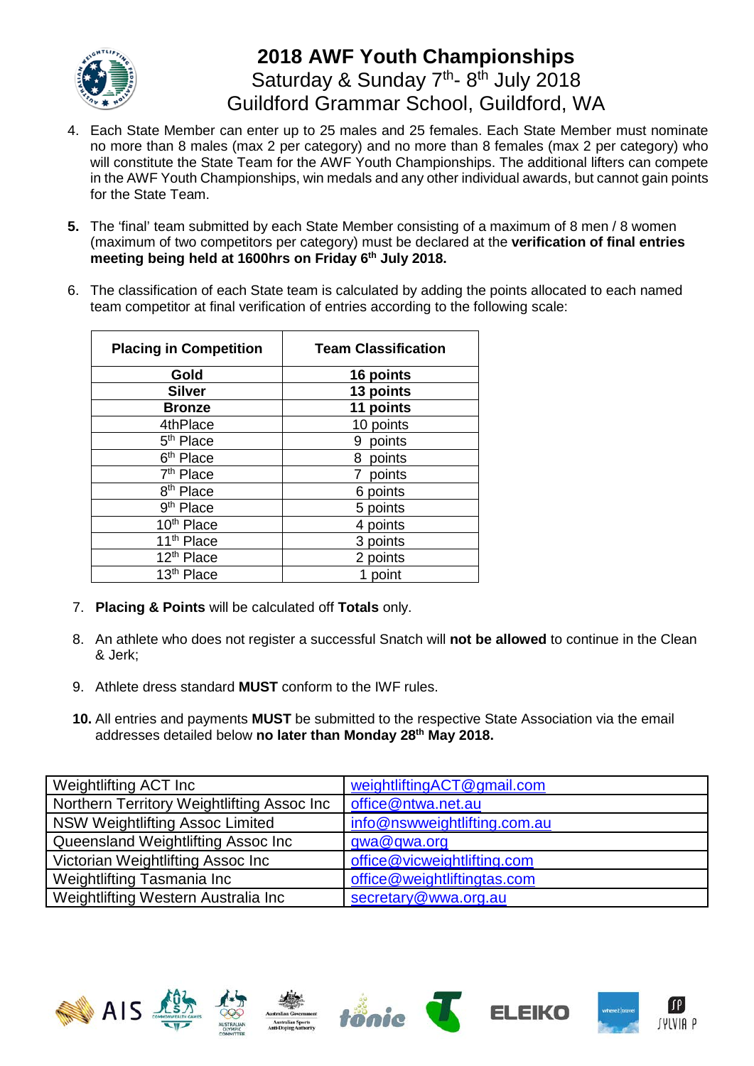# 2018 AWF Youth Championships

Saturday & Sunday 7th- 8th July 2018

Guildford Grammar School, Guildford, WA

4. Each State Member can enter up to 25 males and 25 females. Each State Member must nominate no more than 8 males (max 2 per category) and no more than 8 females (max 2 per category) who will constitute the State Team for the AWF Youth Championships. The additional lifters can compete in the AWF Youth Championships, win medals and any other individual awards, but cannot gain points for the State Team.

5. The 'final' team submitted by each State Member consisting of a maximum of 8 men / 8 women (maximum of two competitors per category) must be declared at the **verification of final entries meeting being held at 1600hrs on Friday 6th July 2018.**

6. The classification of each State team is calculated by adding the points allocated to each named team competitor at final verification of entries according to the following scale:

| Placing in Competition | Team Classification |
|---|---|
| **Gold** | **16 points** |
| **Silver** | **13 points** |
| **Bronze** | **11 points** |
| 4thPlace | 10 points |
| 5th Place | 9 points |
| 6th Place | 8 points |
| 7th Place | 7 points |
| 8th Place | 6 points |
| 9th Place | 5 points |
| 10th Place | 4 points |
| 11th Place | 3 points |
| 12th Place | 2 points |
| 13th Place | 1 point |

7. **Placing & Points** will be calculated off **Totals** only.

8. An athlete who does not register a successful Snatch will **not be allowed** to continue in the Clean & Jerk;

9. Athlete dress standard **MUST** conform to the IWF rules.

10. All entries and payments **MUST** be submitted to the respective State Association via the email addresses detailed below **no later than Monday 28th May 2018.**

| | |
|---|---|
| Weightlifting ACT Inc | weightliftingACT@gmail.com |
| Northern Territory Weightlifting Assoc Inc | office@ntwa.net.au |
| NSW Weightlifting Assoc Limited | info@nswweightlifting.com.au |
| Queensland Weightlifting Assoc Inc | qwa@qwa.org |
| Victorian Weightlifting Assoc Inc | office@vicweightlifting.com |
| Weightlifting Tasmania Inc | office@weightliftingtas.com |
| Weightlifting Western Australia Inc | secretary@wwa.org.au |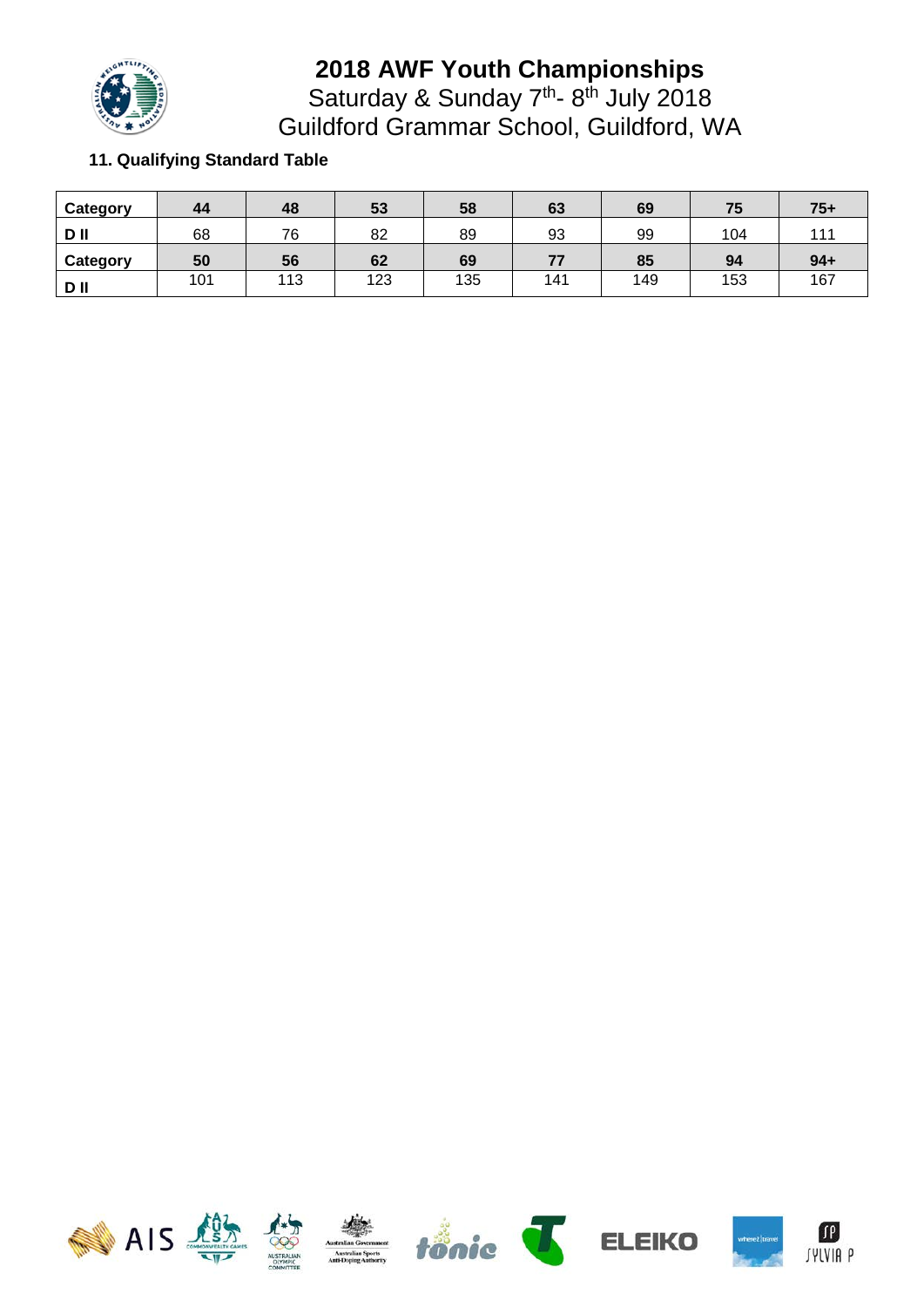# 2018 AWF Youth Championships

Saturday & Sunday 7th- 8th July 2018

Guildford Grammar School, Guildford, WA

### 11. Qualifying Standard Table

| Category | 44 | 48 | 53 | 58 | 63 | 69 | 75 | 75+ |
|---|---|---|---|---|---|---|---|---|
| D II | 68 | 76 | 82 | 89 | 93 | 99 | 104 | 111 |
| **Category** | **50** | **56** | **62** | **69** | **77** | **85** | **94** | **94+** |
| D II | 101 | 113 | 123 | 135 | 141 | 149 | 153 | 167 |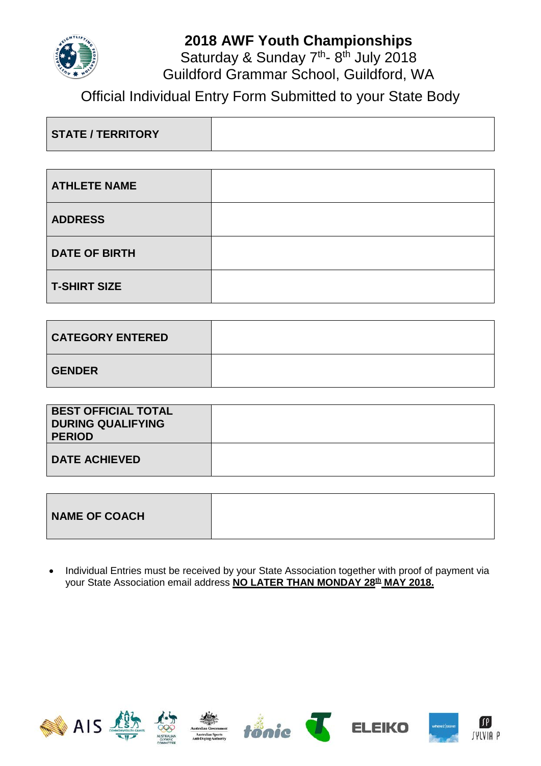# 2018 AWF Youth Championships

Saturday & Sunday 7th- 8th July 2018
Guildford Grammar School, Guildford, WA

Official Individual Entry Form Submitted to your State Body

| | |
|---|---|
| **STATE / TERRITORY** | |

| | |
|---|---|
| **ATHLETE NAME** | |
| **ADDRESS** | |
| **DATE OF BIRTH** | |
| **T-SHIRT SIZE** | |

| | |
|---|---|
| **CATEGORY ENTERED** | |
| **GENDER** | |

| | |
|---|---|
| **BEST OFFICIAL TOTAL DURING QUALIFYING PERIOD** | |
| **DATE ACHIEVED** | |

| | |
|---|---|
| **NAME OF COACH** | |

- Individual Entries must be received by your State Association together with proof of payment via your State Association email address **NO LATER THAN MONDAY 28th MAY 2018.**